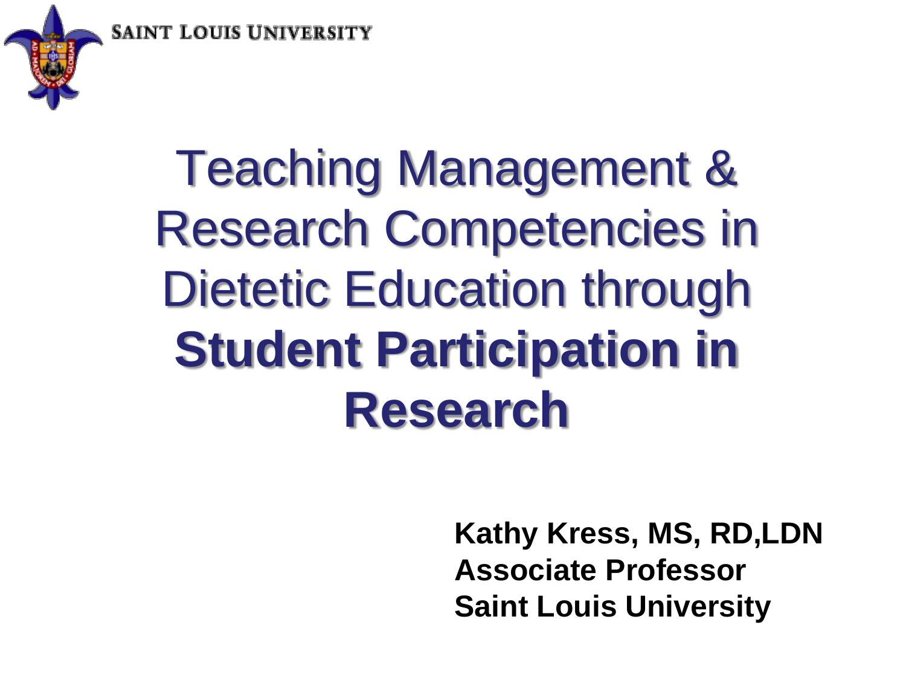SAINT LOUIS UNIVERSITY

# Teaching Management & Research Competencies in Dietetic Education through **Student Participation in Research**

**Kathy Kress, MS, RD,LDN**
**Associate Professor**
**Saint Louis University**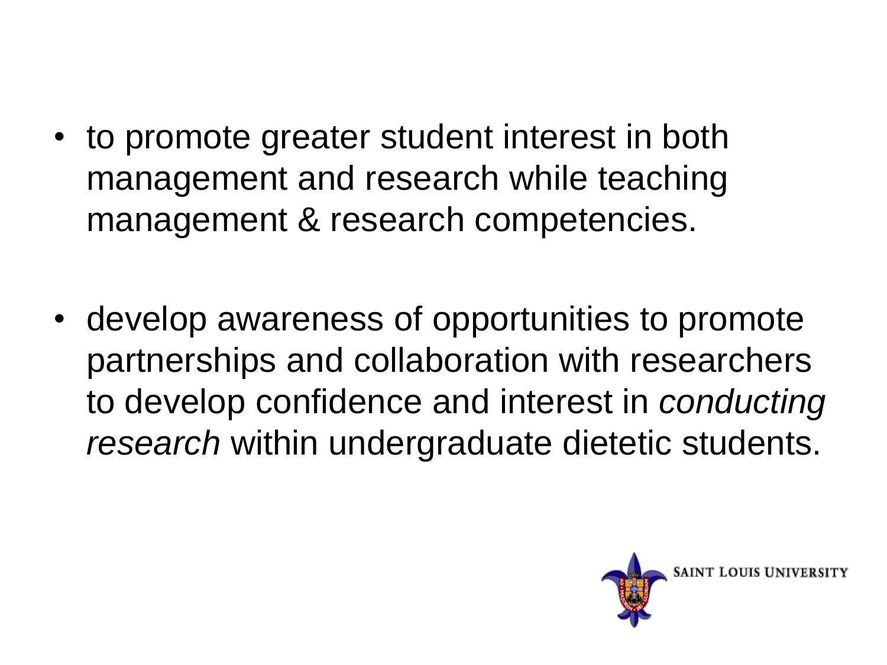- to promote greater student interest in both management and research while teaching management & research competencies.

- develop awareness of opportunities to promote partnerships and collaboration with researchers to develop confidence and interest in *conducting research* within undergraduate dietetic students.

SAINT LOUIS UNIVERSITY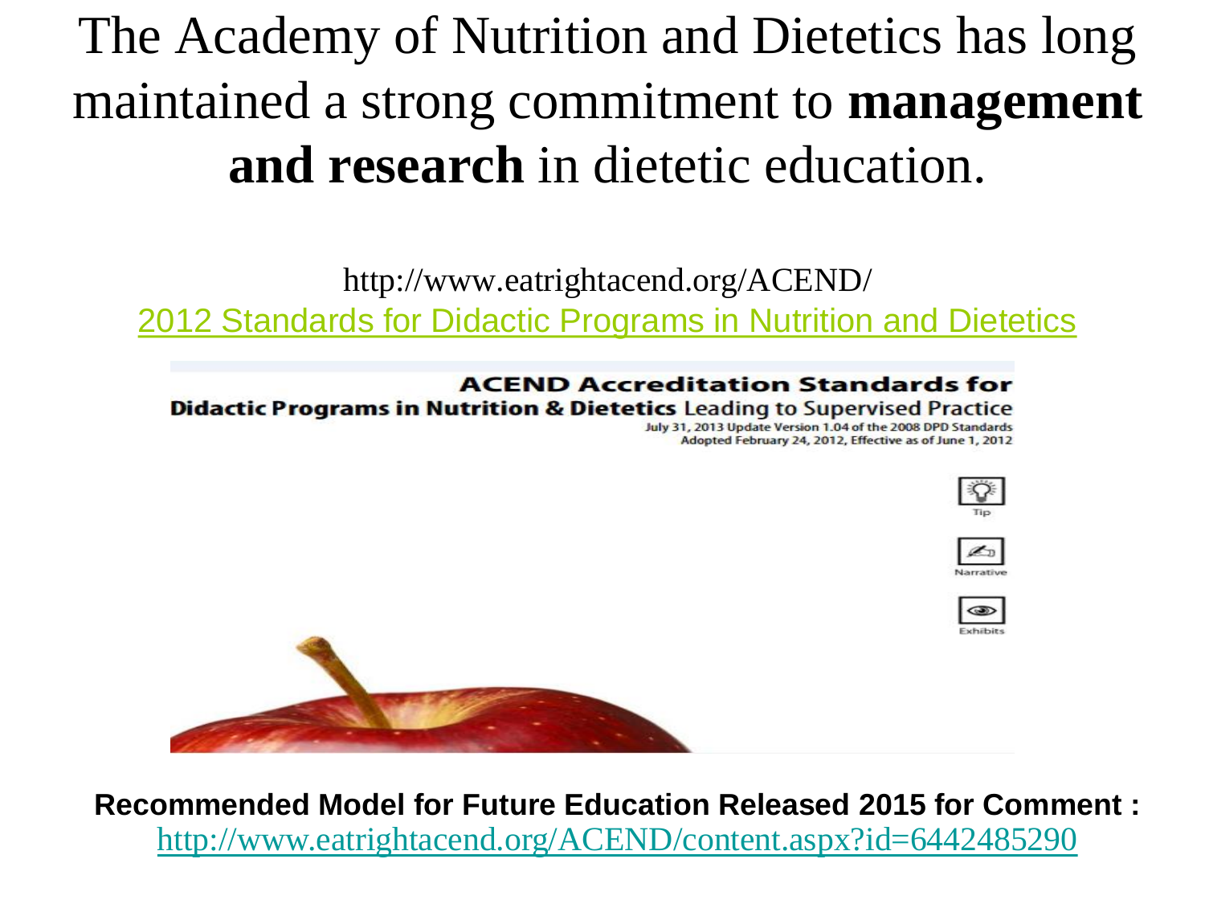# The Academy of Nutrition and Dietetics has long maintained a strong commitment to **management and research** in dietetic education.

http://www.eatrightacend.org/ACEND/

2012 Standards for Didactic Programs in Nutrition and Dietetics

**ACEND Accreditation Standards for**

**Didactic Programs in Nutrition & Dietetics** Leading to Supervised Practice

July 31, 2013 Update Version 1.04 of the 2008 DPD Standards

Adopted February 24, 2012, Effective as of June 1, 2012

Tip

Narrative

Exhibits

**Recommended Model for Future Education Released 2015 for Comment :**

http://www.eatrightacend.org/ACEND/content.aspx?id=6442485290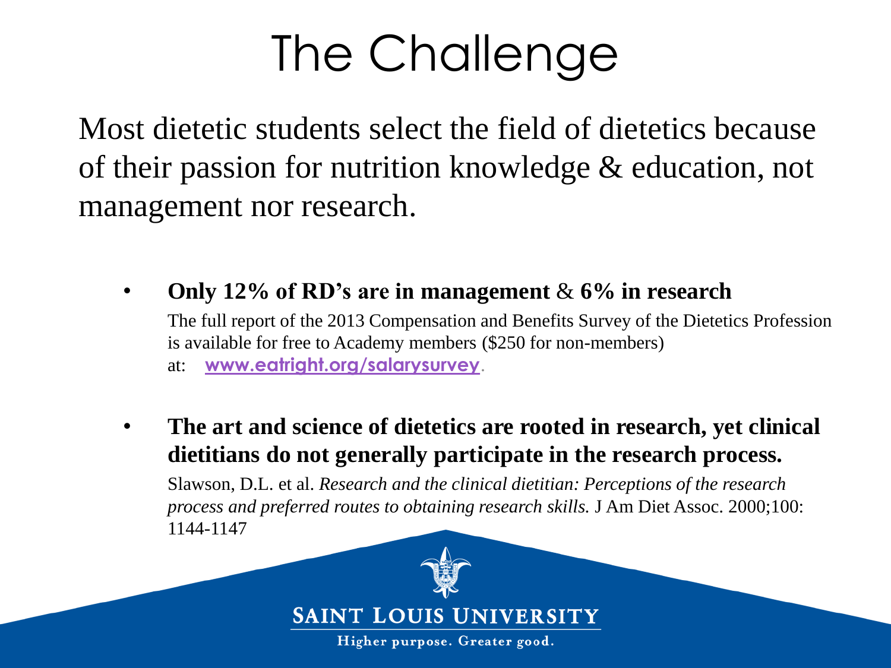# The Challenge

Most dietetic students select the field of dietetics because of their passion for nutrition knowledge & education, not management nor research.

- **Only 12% of RD's are in management** & **6% in research**

  The full report of the 2013 Compensation and Benefits Survey of the Dietetics Profession is available for free to Academy members ($250 for non-members) at: **www.eatright.org/salarysurvey**.

- **The art and science of dietetics are rooted in research, yet clinical dietitians do not generally participate in the research process.**

  Slawson, D.L. et al. *Research and the clinical dietitian: Perceptions of the research process and preferred routes to obtaining research skills.* J Am Diet Assoc. 2000;100: 1144-1147

SAINT LOUIS UNIVERSITY

Higher purpose. Greater good.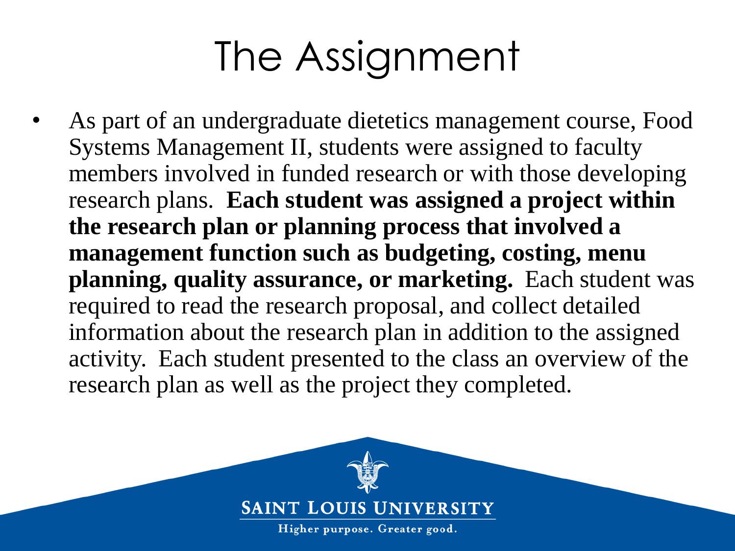# The Assignment

- As part of an undergraduate dietetics management course, Food Systems Management II, students were assigned to faculty members involved in funded research or with those developing research plans. **Each student was assigned a project within the research plan or planning process that involved a management function such as budgeting, costing, menu planning, quality assurance, or marketing.** Each student was required to read the research proposal, and collect detailed information about the research plan in addition to the assigned activity. Each student presented to the class an overview of the research plan as well as the project they completed.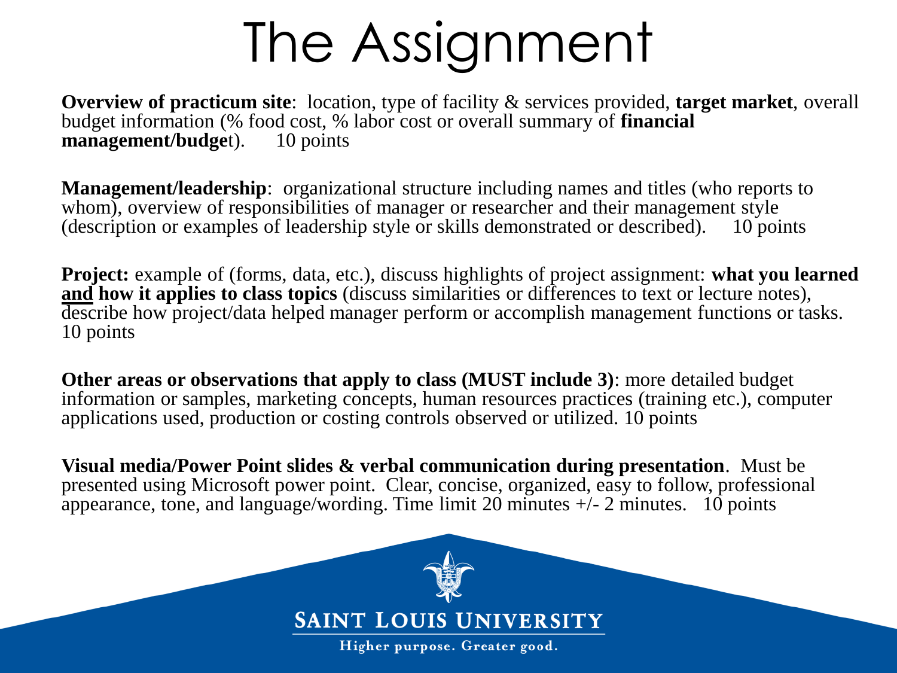# The Assignment

**Overview of practicum site**: location, type of facility & services provided, **target market**, overall budget information (% food cost, % labor cost or overall summary of **financial management/budge**t). 10 points

**Management/leadership**: organizational structure including names and titles (who reports to whom), overview of responsibilities of manager or researcher and their management style (description or examples of leadership style or skills demonstrated or described). 10 points

**Project:** example of (forms, data, etc.), discuss highlights of project assignment: **what you learned <u>and</u> how it applies to class topics** (discuss similarities or differences to text or lecture notes), describe how project/data helped manager perform or accomplish management functions or tasks. 10 points

**Other areas or observations that apply to class (MUST include 3)**: more detailed budget information or samples, marketing concepts, human resources practices (training etc.), computer applications used, production or costing controls observed or utilized. 10 points

**Visual media/Power Point slides & verbal communication during presentation**. Must be presented using Microsoft power point. Clear, concise, organized, easy to follow, professional appearance, tone, and language/wording. Time limit 20 minutes +/- 2 minutes. 10 points

SAINT LOUIS UNIVERSITY

Higher purpose. Greater good.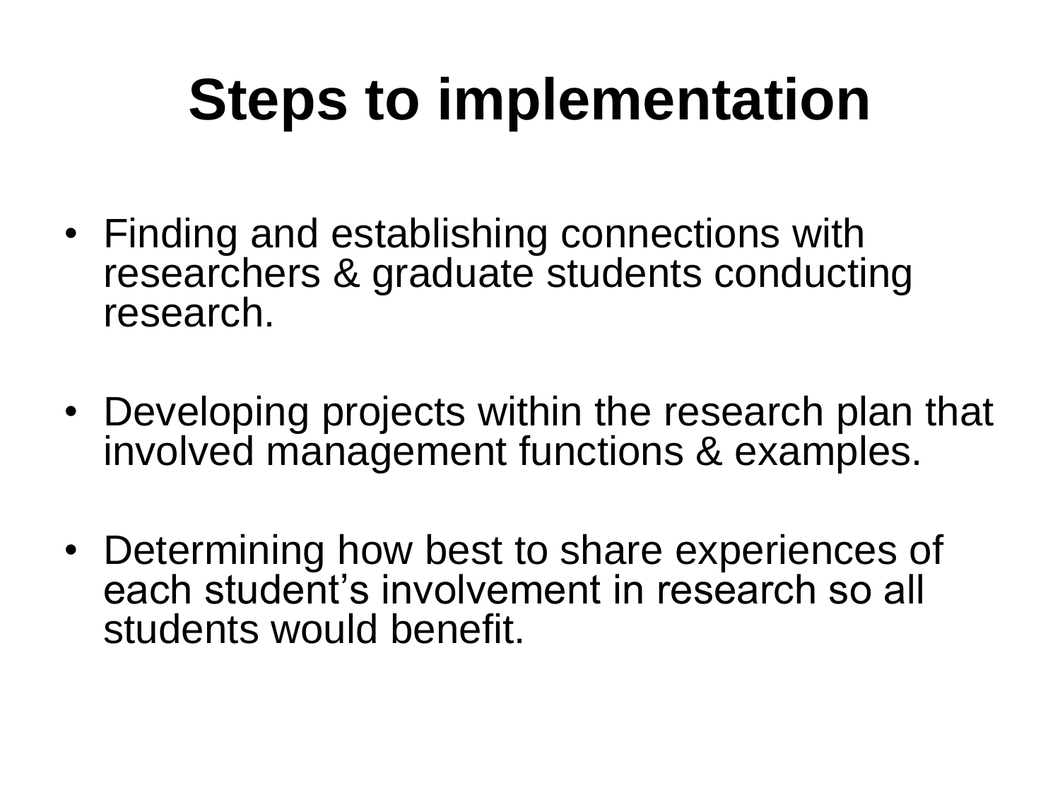# Steps to implementation

- Finding and establishing connections with researchers & graduate students conducting research.
- Developing projects within the research plan that involved management functions & examples.
- Determining how best to share experiences of each student's involvement in research so all students would benefit.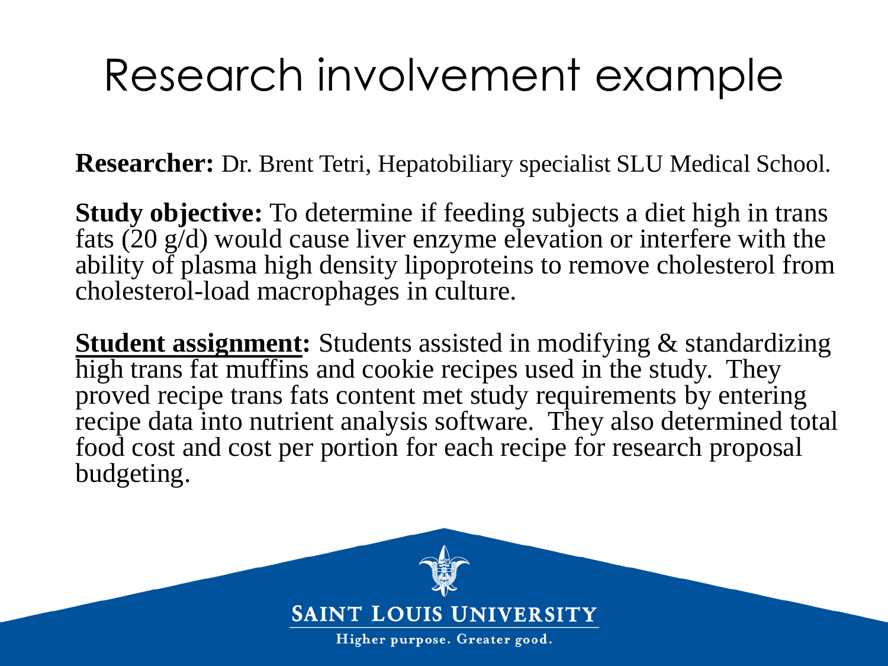# Research involvement example

**Researcher:** Dr. Brent Tetri, Hepatobiliary specialist SLU Medical School.

**Study objective:** To determine if feeding subjects a diet high in trans fats (20 g/d) would cause liver enzyme elevation or interfere with the ability of plasma high density lipoproteins to remove cholesterol from cholesterol-load macrophages in culture.

**Student assignment:** Students assisted in modifying & standardizing high trans fat muffins and cookie recipes used in the study. They proved recipe trans fats content met study requirements by entering recipe data into nutrient analysis software. They also determined total food cost and cost per portion for each recipe for research proposal budgeting.

SAINT LOUIS UNIVERSITY

Higher purpose. Greater good.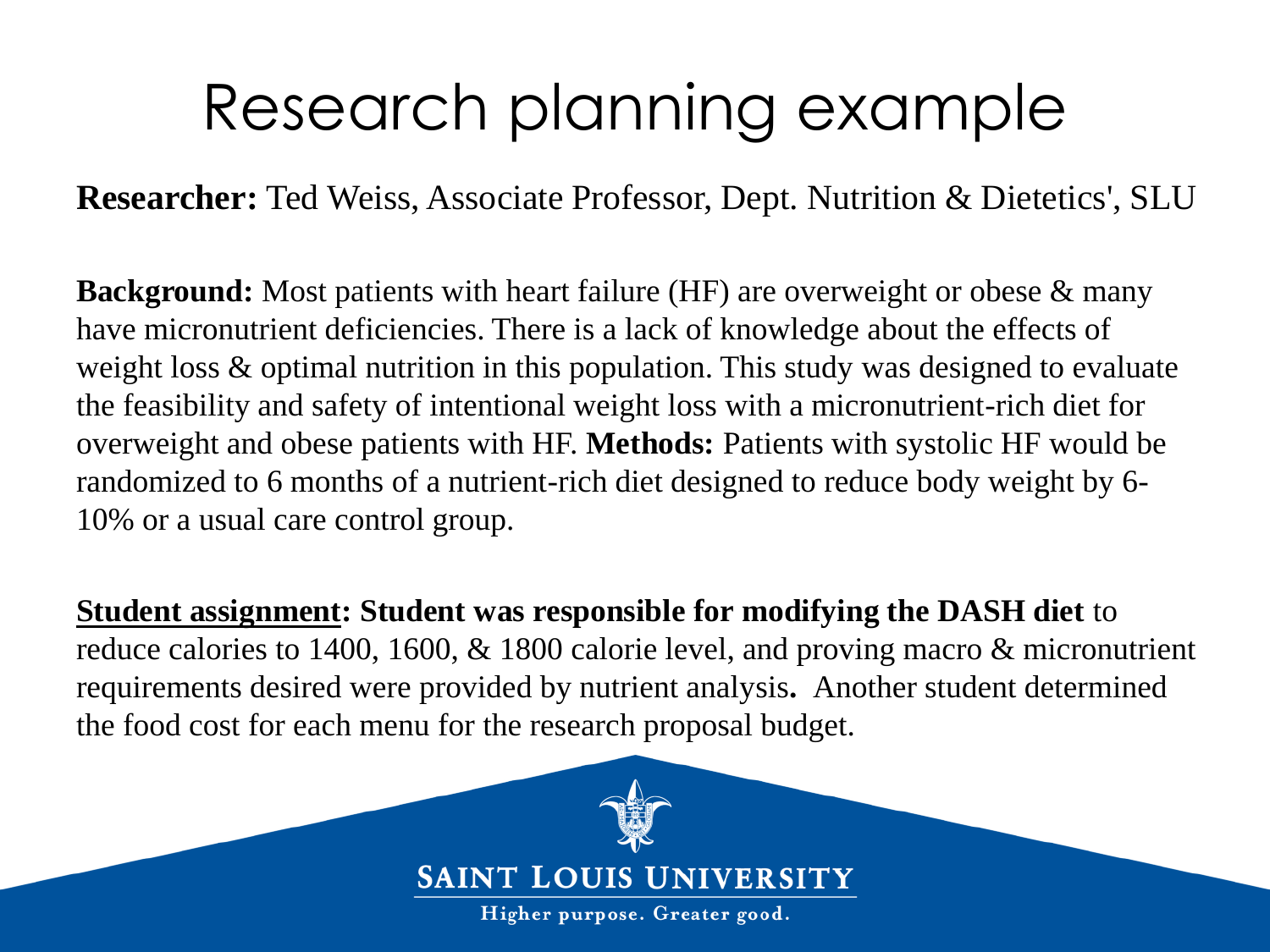# Research planning example

**Researcher:** Ted Weiss, Associate Professor, Dept. Nutrition & Dietetics', SLU

**Background:** Most patients with heart failure (HF) are overweight or obese & many have micronutrient deficiencies. There is a lack of knowledge about the effects of weight loss & optimal nutrition in this population. This study was designed to evaluate the feasibility and safety of intentional weight loss with a micronutrient-rich diet for overweight and obese patients with HF. **Methods:** Patients with systolic HF would be randomized to 6 months of a nutrient-rich diet designed to reduce body weight by 6-10% or a usual care control group.

**<u>Student assignment</u>: Student was responsible for modifying the DASH diet** to reduce calories to 1400, 1600, & 1800 calorie level, and proving macro & micronutrient requirements desired were provided by nutrient analysis**.** Another student determined the food cost for each menu for the research proposal budget.

SAINT LOUIS UNIVERSITY

Higher purpose. Greater good.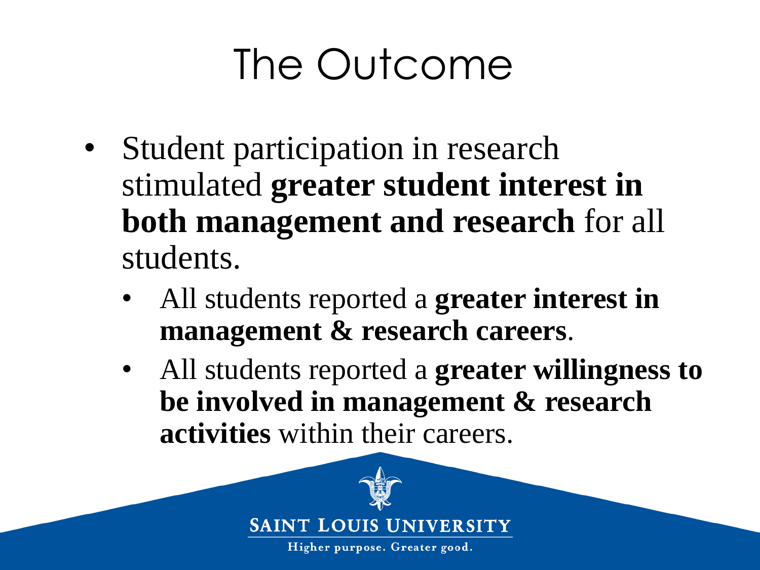# The Outcome

- Student participation in research stimulated **greater student interest in both management and research** for all students.
  - All students reported a **greater interest in management & research careers**.
  - All students reported a **greater willingness to be involved in management & research activities** within their careers.

SAINT LOUIS UNIVERSITY

Higher purpose. Greater good.